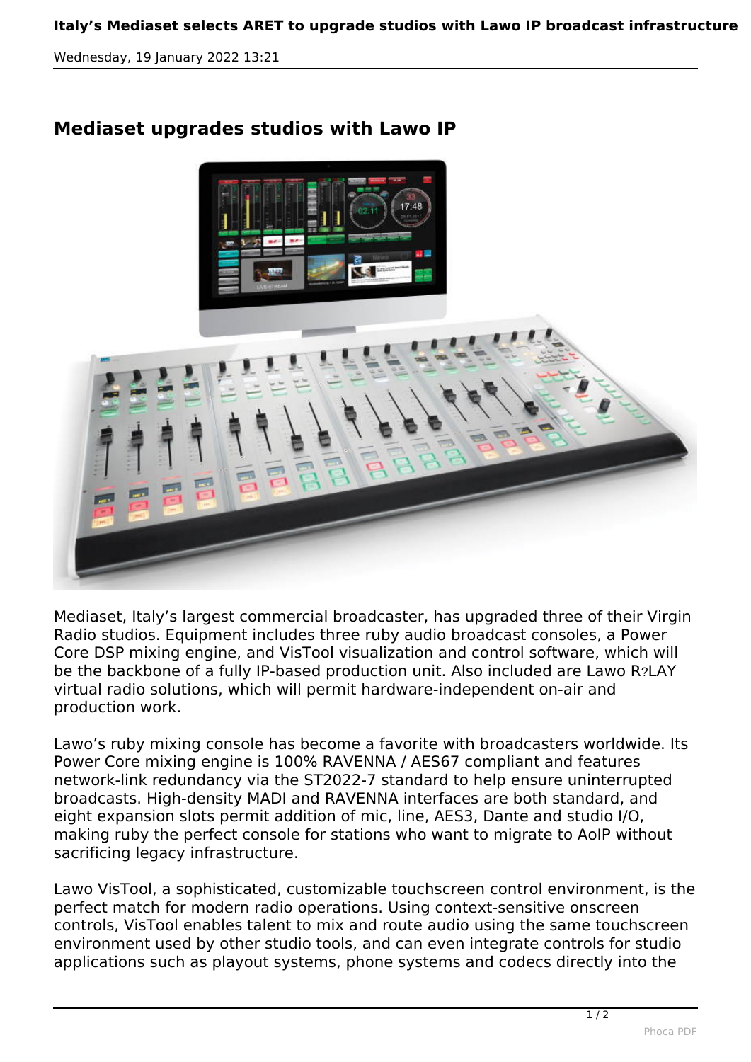# Italy’s Mediaset selects ARET to upgrade studios with Lawo IP broadcast infrastructure

Wednesday, 19 January 2022 13:21

## Mediaset upgrades studios with Lawo IP

Mediaset, Italy’s largest commercial broadcaster, has upgraded three of their Virgin Radio studios. Equipment includes three ruby audio broadcast consoles, a Power Core DSP mixing engine, and VisTool visualization and control software, which will be the backbone of a fully IP-based production unit. Also included are Lawo R?LAY virtual radio solutions, which will permit hardware-independent on-air and production work.

Lawo’s ruby mixing console has become a favorite with broadcasters worldwide. Its Power Core mixing engine is 100% RAVENNA / AES67 compliant and features network-link redundancy via the ST2022-7 standard to help ensure uninterrupted broadcasts. High-density MADI and RAVENNA interfaces are both standard, and eight expansion slots permit addition of mic, line, AES3, Dante and studio I/O, making ruby the perfect console for stations who want to migrate to AoIP without sacrificing legacy infrastructure.

Lawo VisTool, a sophisticated, customizable touchscreen control environment, is the perfect match for modern radio operations. Using context-sensitive onscreen controls, VisTool enables talent to mix and route audio using the same touchscreen environment used by other studio tools, and can even integrate controls for studio applications such as playout systems, phone systems and codecs directly into the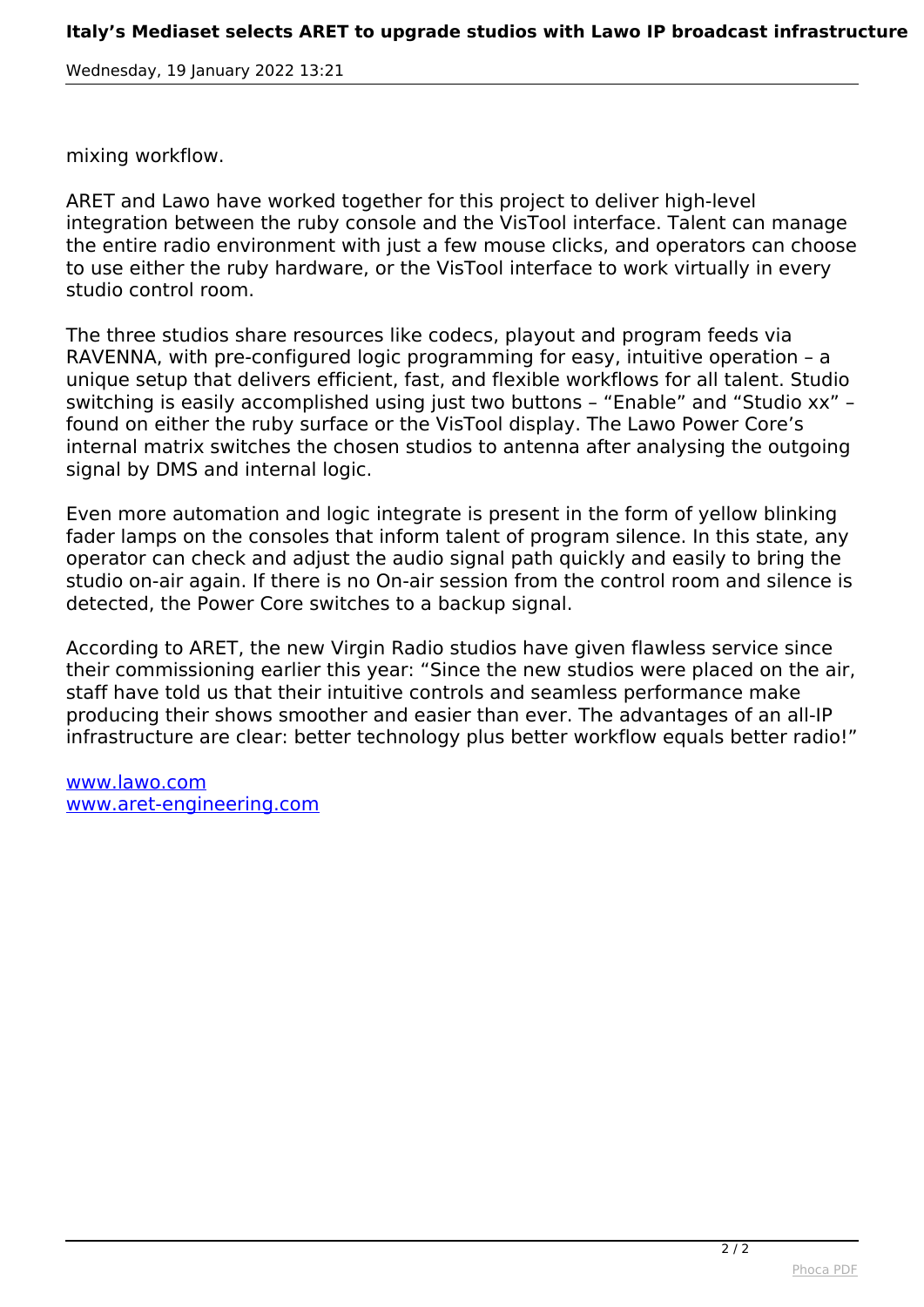mixing workflow.

ARET and Lawo have worked together for this project to deliver high-level integration between the ruby console and the VisTool interface. Talent can manage the entire radio environment with just a few mouse clicks, and operators can choose to use either the ruby hardware, or the VisTool interface to work virtually in every studio control room.

The three studios share resources like codecs, playout and program feeds via RAVENNA, with pre-configured logic programming for easy, intuitive operation – a unique setup that delivers efficient, fast, and flexible workflows for all talent. Studio switching is easily accomplished using just two buttons – "Enable" and "Studio xx" – found on either the ruby surface or the VisTool display. The Lawo Power Core's internal matrix switches the chosen studios to antenna after analysing the outgoing signal by DMS and internal logic.

Even more automation and logic integrate is present in the form of yellow blinking fader lamps on the consoles that inform talent of program silence. In this state, any operator can check and adjust the audio signal path quickly and easily to bring the studio on-air again. If there is no On-air session from the control room and silence is detected, the Power Core switches to a backup signal.

According to ARET, the new Virgin Radio studios have given flawless service since their commissioning earlier this year: "Since the new studios were placed on the air, staff have told us that their intuitive controls and seamless performance make producing their shows smoother and easier than ever. The advantages of an all-IP infrastructure are clear: better technology plus better workflow equals better radio!"

[www.lawo.com](http://www.lawo.com)
[www.aret-engineering.com](http://www.aret-engineering.com)